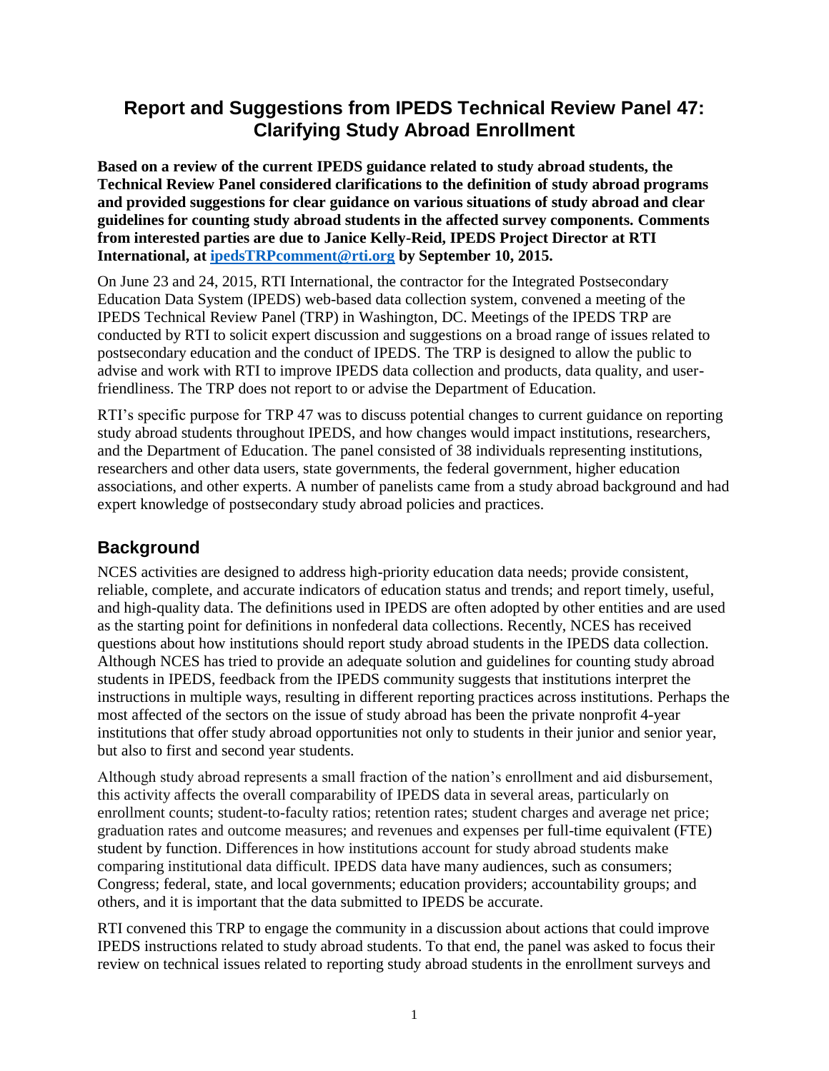# Report and Suggestions from IPEDS Technical Review Panel 47: Clarifying Study Abroad Enrollment

**Based on a review of the current IPEDS guidance related to study abroad students, the Technical Review Panel considered clarifications to the definition of study abroad programs and provided suggestions for clear guidance on various situations of study abroad and clear guidelines for counting study abroad students in the affected survey components. Comments from interested parties are due to Janice Kelly-Reid, IPEDS Project Director at RTI International, at [ipedsTRPcomment@rti.org](mailto:ipedsTRPcomment@rti.org) by September 10, 2015.**

On June 23 and 24, 2015, RTI International, the contractor for the Integrated Postsecondary Education Data System (IPEDS) web-based data collection system, convened a meeting of the IPEDS Technical Review Panel (TRP) in Washington, DC. Meetings of the IPEDS TRP are conducted by RTI to solicit expert discussion and suggestions on a broad range of issues related to postsecondary education and the conduct of IPEDS. The TRP is designed to allow the public to advise and work with RTI to improve IPEDS data collection and products, data quality, and user-friendliness. The TRP does not report to or advise the Department of Education.

RTI's specific purpose for TRP 47 was to discuss potential changes to current guidance on reporting study abroad students throughout IPEDS, and how changes would impact institutions, researchers, and the Department of Education. The panel consisted of 38 individuals representing institutions, researchers and other data users, state governments, the federal government, higher education associations, and other experts. A number of panelists came from a study abroad background and had expert knowledge of postsecondary study abroad policies and practices.

## Background

NCES activities are designed to address high-priority education data needs; provide consistent, reliable, complete, and accurate indicators of education status and trends; and report timely, useful, and high-quality data. The definitions used in IPEDS are often adopted by other entities and are used as the starting point for definitions in nonfederal data collections. Recently, NCES has received questions about how institutions should report study abroad students in the IPEDS data collection. Although NCES has tried to provide an adequate solution and guidelines for counting study abroad students in IPEDS, feedback from the IPEDS community suggests that institutions interpret the instructions in multiple ways, resulting in different reporting practices across institutions. Perhaps the most affected of the sectors on the issue of study abroad has been the private nonprofit 4-year institutions that offer study abroad opportunities not only to students in their junior and senior year, but also to first and second year students.

Although study abroad represents a small fraction of the nation's enrollment and aid disbursement, this activity affects the overall comparability of IPEDS data in several areas, particularly on enrollment counts; student-to-faculty ratios; retention rates; student charges and average net price; graduation rates and outcome measures; and revenues and expenses per full-time equivalent (FTE) student by function. Differences in how institutions account for study abroad students make comparing institutional data difficult. IPEDS data have many audiences, such as consumers; Congress; federal, state, and local governments; education providers; accountability groups; and others, and it is important that the data submitted to IPEDS be accurate.

RTI convened this TRP to engage the community in a discussion about actions that could improve IPEDS instructions related to study abroad students. To that end, the panel was asked to focus their review on technical issues related to reporting study abroad students in the enrollment surveys and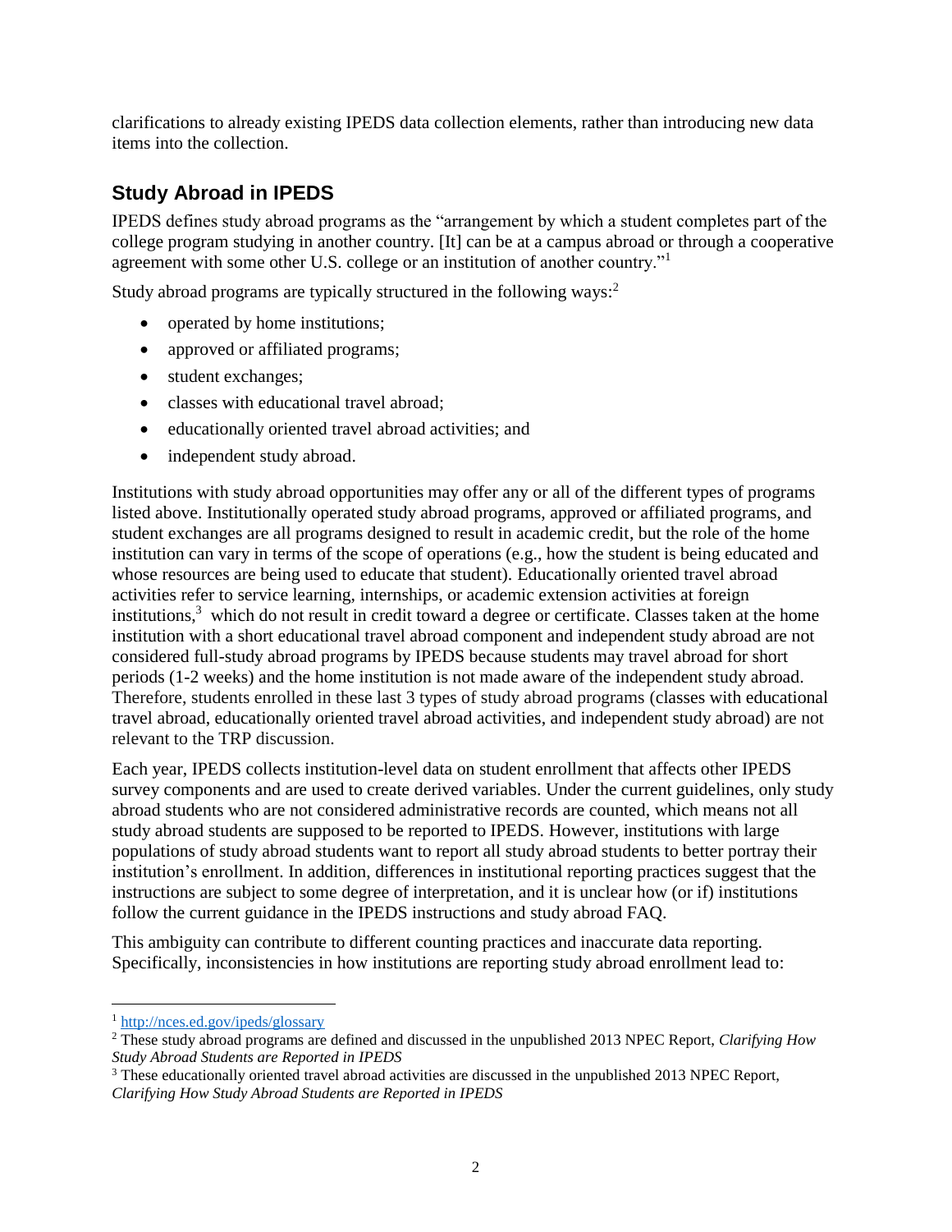clarifications to already existing IPEDS data collection elements, rather than introducing new data items into the collection.

## Study Abroad in IPEDS

IPEDS defines study abroad programs as the "arrangement by which a student completes part of the college program studying in another country. [It] can be at a campus abroad or through a cooperative agreement with some other U.S. college or an institution of another country."[1]

Study abroad programs are typically structured in the following ways:[2]

- operated by home institutions;
- approved or affiliated programs;
- student exchanges;
- classes with educational travel abroad;
- educationally oriented travel abroad activities; and
- independent study abroad.

Institutions with study abroad opportunities may offer any or all of the different types of programs listed above. Institutionally operated study abroad programs, approved or affiliated programs, and student exchanges are all programs designed to result in academic credit, but the role of the home institution can vary in terms of the scope of operations (e.g., how the student is being educated and whose resources are being used to educate that student). Educationally oriented travel abroad activities refer to service learning, internships, or academic extension activities at foreign institutions,[3] which do not result in credit toward a degree or certificate. Classes taken at the home institution with a short educational travel abroad component and independent study abroad are not considered full-study abroad programs by IPEDS because students may travel abroad for short periods (1-2 weeks) and the home institution is not made aware of the independent study abroad. Therefore, students enrolled in these last 3 types of study abroad programs (classes with educational travel abroad, educationally oriented travel abroad activities, and independent study abroad) are not relevant to the TRP discussion.

Each year, IPEDS collects institution-level data on student enrollment that affects other IPEDS survey components and are used to create derived variables. Under the current guidelines, only study abroad students who are not considered administrative records are counted, which means not all study abroad students are supposed to be reported to IPEDS. However, institutions with large populations of study abroad students want to report all study abroad students to better portray their institution's enrollment. In addition, differences in institutional reporting practices suggest that the instructions are subject to some degree of interpretation, and it is unclear how (or if) institutions follow the current guidance in the IPEDS instructions and study abroad FAQ.

This ambiguity can contribute to different counting practices and inaccurate data reporting. Specifically, inconsistencies in how institutions are reporting study abroad enrollment lead to:

---

[1] http://nces.ed.gov/ipeds/glossary

[2] These study abroad programs are defined and discussed in the unpublished 2013 NPEC Report, *Clarifying How Study Abroad Students are Reported in IPEDS*

[3] These educationally oriented travel abroad activities are discussed in the unpublished 2013 NPEC Report, *Clarifying How Study Abroad Students are Reported in IPEDS*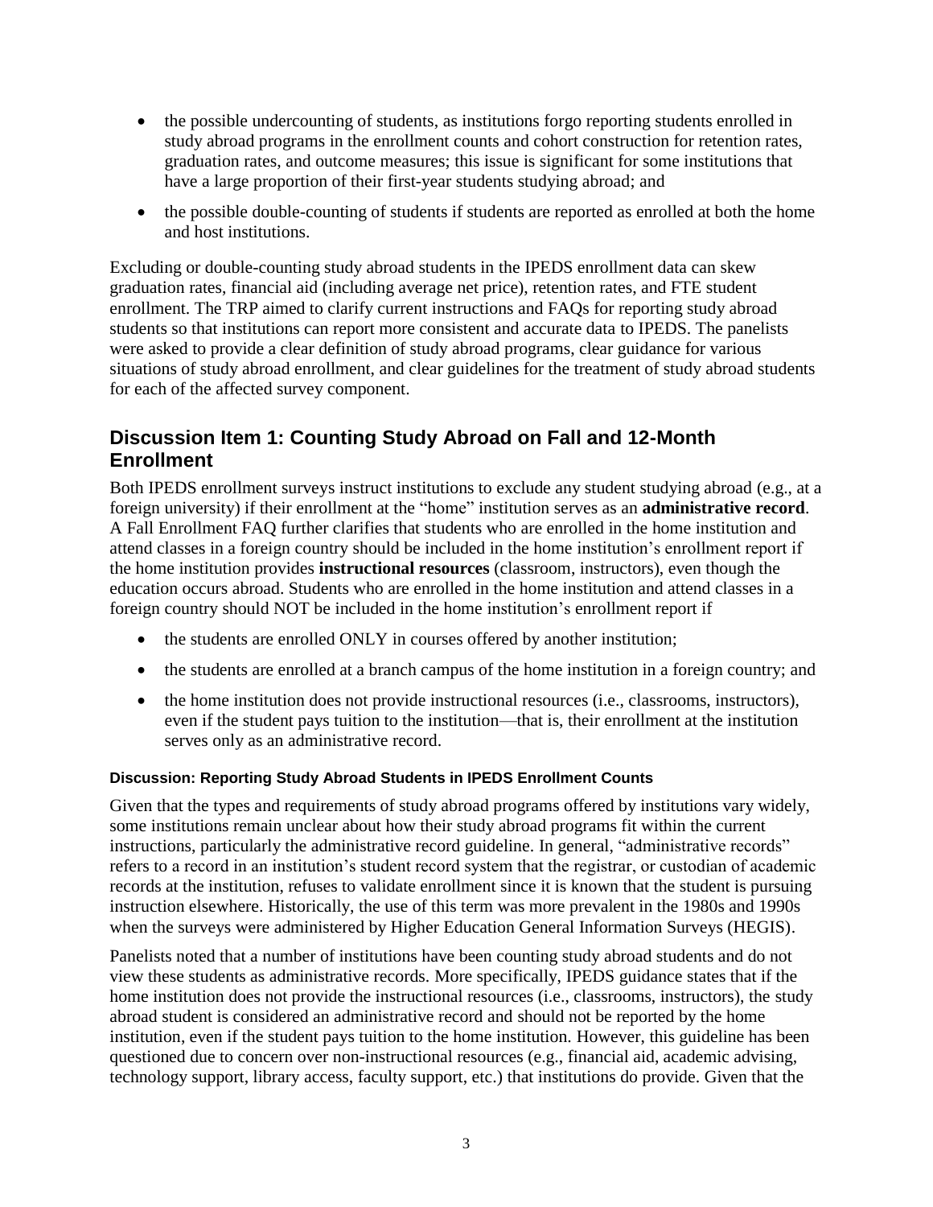- the possible undercounting of students, as institutions forgo reporting students enrolled in study abroad programs in the enrollment counts and cohort construction for retention rates, graduation rates, and outcome measures; this issue is significant for some institutions that have a large proportion of their first-year students studying abroad; and
- the possible double-counting of students if students are reported as enrolled at both the home and host institutions.

Excluding or double-counting study abroad students in the IPEDS enrollment data can skew graduation rates, financial aid (including average net price), retention rates, and FTE student enrollment. The TRP aimed to clarify current instructions and FAQs for reporting study abroad students so that institutions can report more consistent and accurate data to IPEDS. The panelists were asked to provide a clear definition of study abroad programs, clear guidance for various situations of study abroad enrollment, and clear guidelines for the treatment of study abroad students for each of the affected survey component.

## Discussion Item 1: Counting Study Abroad on Fall and 12-Month Enrollment

Both IPEDS enrollment surveys instruct institutions to exclude any student studying abroad (e.g., at a foreign university) if their enrollment at the "home" institution serves as an **administrative record**. A Fall Enrollment FAQ further clarifies that students who are enrolled in the home institution and attend classes in a foreign country should be included in the home institution's enrollment report if the home institution provides **instructional resources** (classroom, instructors), even though the education occurs abroad. Students who are enrolled in the home institution and attend classes in a foreign country should NOT be included in the home institution's enrollment report if

- the students are enrolled ONLY in courses offered by another institution;
- the students are enrolled at a branch campus of the home institution in a foreign country; and
- the home institution does not provide instructional resources (i.e., classrooms, instructors), even if the student pays tuition to the institution—that is, their enrollment at the institution serves only as an administrative record.

#### Discussion: Reporting Study Abroad Students in IPEDS Enrollment Counts

Given that the types and requirements of study abroad programs offered by institutions vary widely, some institutions remain unclear about how their study abroad programs fit within the current instructions, particularly the administrative record guideline. In general, "administrative records" refers to a record in an institution's student record system that the registrar, or custodian of academic records at the institution, refuses to validate enrollment since it is known that the student is pursuing instruction elsewhere. Historically, the use of this term was more prevalent in the 1980s and 1990s when the surveys were administered by Higher Education General Information Surveys (HEGIS).

Panelists noted that a number of institutions have been counting study abroad students and do not view these students as administrative records. More specifically, IPEDS guidance states that if the home institution does not provide the instructional resources (i.e., classrooms, instructors), the study abroad student is considered an administrative record and should not be reported by the home institution, even if the student pays tuition to the home institution. However, this guideline has been questioned due to concern over non-instructional resources (e.g., financial aid, academic advising, technology support, library access, faculty support, etc.) that institutions do provide. Given that the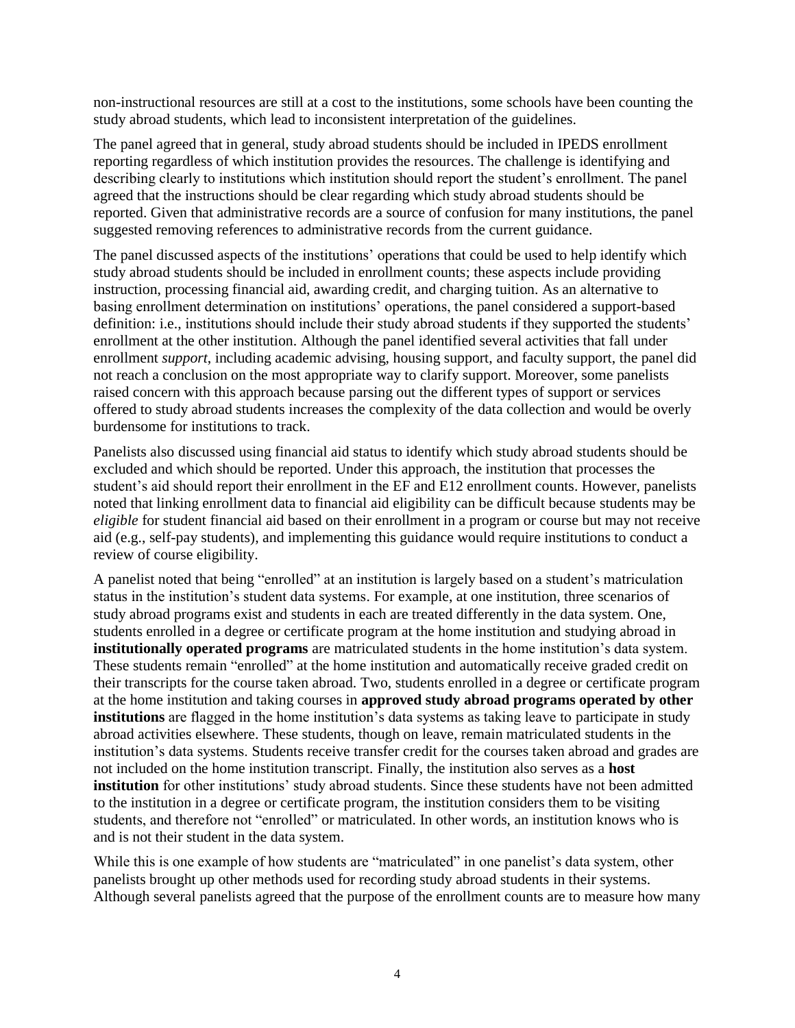non-instructional resources are still at a cost to the institutions, some schools have been counting the study abroad students, which lead to inconsistent interpretation of the guidelines.

The panel agreed that in general, study abroad students should be included in IPEDS enrollment reporting regardless of which institution provides the resources. The challenge is identifying and describing clearly to institutions which institution should report the student's enrollment. The panel agreed that the instructions should be clear regarding which study abroad students should be reported. Given that administrative records are a source of confusion for many institutions, the panel suggested removing references to administrative records from the current guidance.

The panel discussed aspects of the institutions' operations that could be used to help identify which study abroad students should be included in enrollment counts; these aspects include providing instruction, processing financial aid, awarding credit, and charging tuition. As an alternative to basing enrollment determination on institutions' operations, the panel considered a support-based definition: i.e., institutions should include their study abroad students if they supported the students' enrollment at the other institution. Although the panel identified several activities that fall under enrollment *support*, including academic advising, housing support, and faculty support, the panel did not reach a conclusion on the most appropriate way to clarify support. Moreover, some panelists raised concern with this approach because parsing out the different types of support or services offered to study abroad students increases the complexity of the data collection and would be overly burdensome for institutions to track.

Panelists also discussed using financial aid status to identify which study abroad students should be excluded and which should be reported. Under this approach, the institution that processes the student's aid should report their enrollment in the EF and E12 enrollment counts. However, panelists noted that linking enrollment data to financial aid eligibility can be difficult because students may be *eligible* for student financial aid based on their enrollment in a program or course but may not receive aid (e.g., self-pay students), and implementing this guidance would require institutions to conduct a review of course eligibility.

A panelist noted that being "enrolled" at an institution is largely based on a student's matriculation status in the institution's student data systems. For example, at one institution, three scenarios of study abroad programs exist and students in each are treated differently in the data system. One, students enrolled in a degree or certificate program at the home institution and studying abroad in **institutionally operated programs** are matriculated students in the home institution's data system. These students remain "enrolled" at the home institution and automatically receive graded credit on their transcripts for the course taken abroad. Two, students enrolled in a degree or certificate program at the home institution and taking courses in **approved study abroad programs operated by other institutions** are flagged in the home institution's data systems as taking leave to participate in study abroad activities elsewhere. These students, though on leave, remain matriculated students in the institution's data systems. Students receive transfer credit for the courses taken abroad and grades are not included on the home institution transcript. Finally, the institution also serves as a **host institution** for other institutions' study abroad students. Since these students have not been admitted to the institution in a degree or certificate program, the institution considers them to be visiting students, and therefore not "enrolled" or matriculated. In other words, an institution knows who is and is not their student in the data system.

While this is one example of how students are "matriculated" in one panelist's data system, other panelists brought up other methods used for recording study abroad students in their systems. Although several panelists agreed that the purpose of the enrollment counts are to measure how many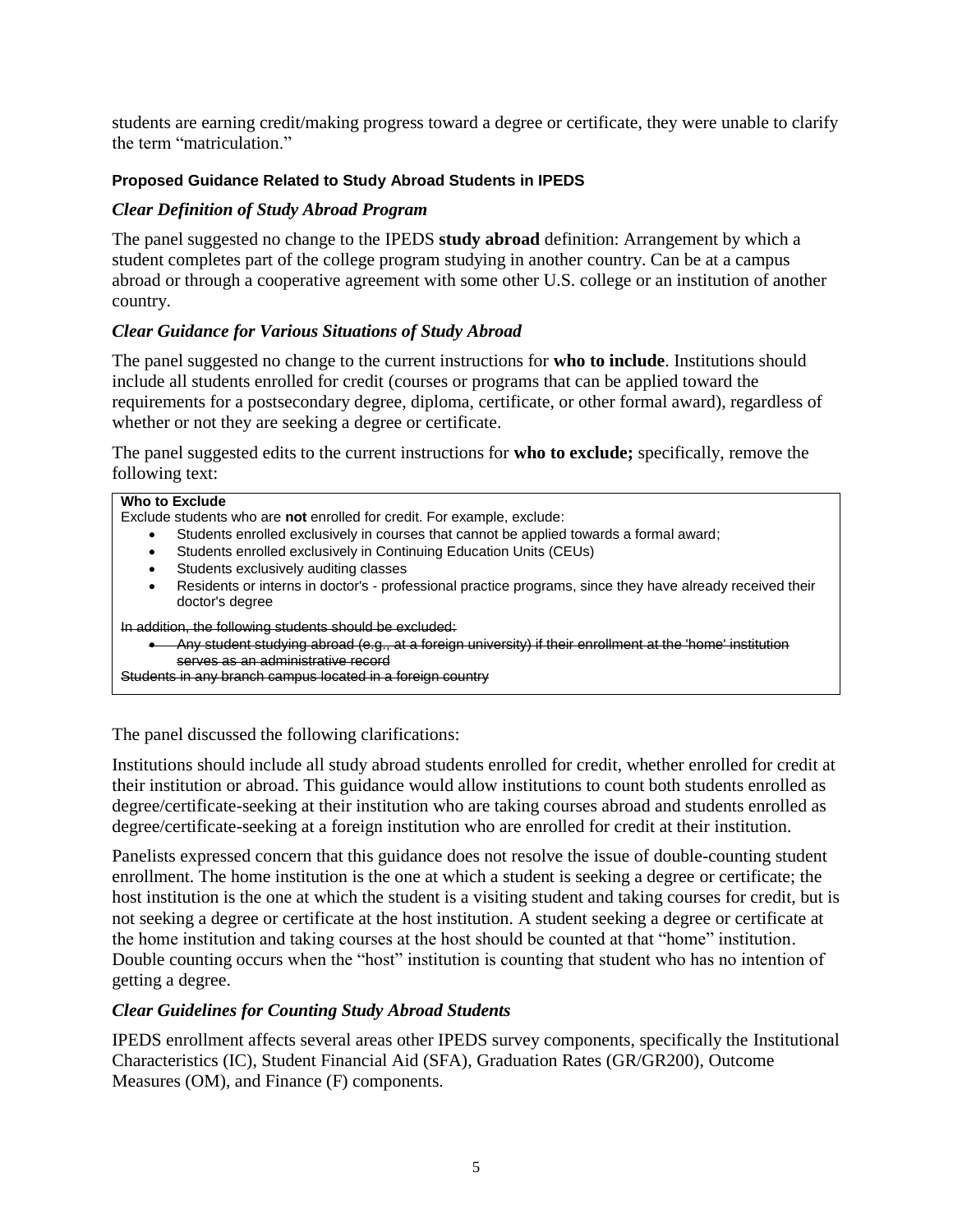students are earning credit/making progress toward a degree or certificate, they were unable to clarify the term "matriculation."

#### Proposed Guidance Related to Study Abroad Students in IPEDS

##### *Clear Definition of Study Abroad Program*

The panel suggested no change to the IPEDS **study abroad** definition: Arrangement by which a student completes part of the college program studying in another country. Can be at a campus abroad or through a cooperative agreement with some other U.S. college or an institution of another country.

##### *Clear Guidance for Various Situations of Study Abroad*

The panel suggested no change to the current instructions for **who to include**. Institutions should include all students enrolled for credit (courses or programs that can be applied toward the requirements for a postsecondary degree, diploma, certificate, or other formal award), regardless of whether or not they are seeking a degree or certificate.

The panel suggested edits to the current instructions for **who to exclude;** specifically, remove the following text:

> **Who to Exclude**
>
> Exclude students who are **not** enrolled for credit. For example, exclude:
>
> - Students enrolled exclusively in courses that cannot be applied towards a formal award;
> - Students enrolled exclusively in Continuing Education Units (CEUs)
> - Students exclusively auditing classes
> - Residents or interns in doctor's - professional practice programs, since they have already received their doctor's degree
>
> ~~In addition, the following students should be excluded:~~
>
> - ~~Any student studying abroad (e.g., at a foreign university) if their enrollment at the 'home' institution serves as an administrative record~~
>
> ~~Students in any branch campus located in a foreign country~~

The panel discussed the following clarifications:

Institutions should include all study abroad students enrolled for credit, whether enrolled for credit at their institution or abroad. This guidance would allow institutions to count both students enrolled as degree/certificate-seeking at their institution who are taking courses abroad and students enrolled as degree/certificate-seeking at a foreign institution who are enrolled for credit at their institution.

Panelists expressed concern that this guidance does not resolve the issue of double-counting student enrollment. The home institution is the one at which a student is seeking a degree or certificate; the host institution is the one at which the student is a visiting student and taking courses for credit, but is not seeking a degree or certificate at the host institution. A student seeking a degree or certificate at the home institution and taking courses at the host should be counted at that "home" institution. Double counting occurs when the "host" institution is counting that student who has no intention of getting a degree.

##### *Clear Guidelines for Counting Study Abroad Students*

IPEDS enrollment affects several areas other IPEDS survey components, specifically the Institutional Characteristics (IC), Student Financial Aid (SFA), Graduation Rates (GR/GR200), Outcome Measures (OM), and Finance (F) components.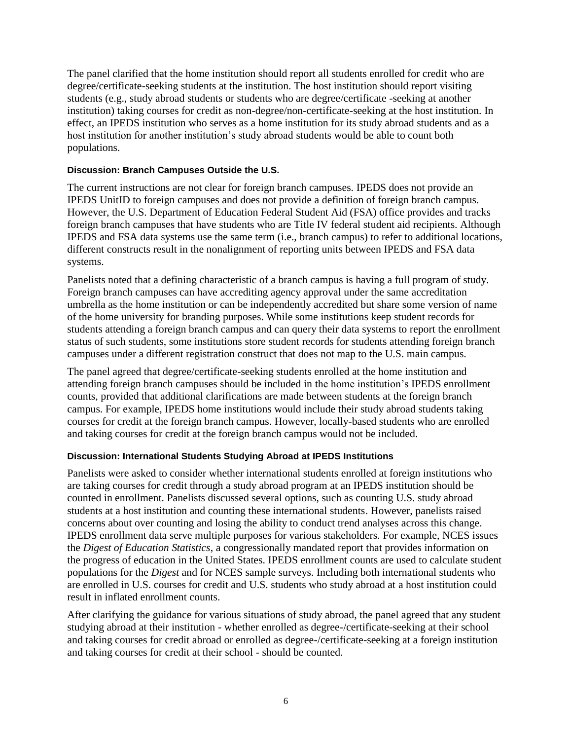The panel clarified that the home institution should report all students enrolled for credit who are degree/certificate-seeking students at the institution. The host institution should report visiting students (e.g., study abroad students or students who are degree/certificate -seeking at another institution) taking courses for credit as non-degree/non-certificate-seeking at the host institution. In effect, an IPEDS institution who serves as a home institution for its study abroad students and as a host institution for another institution's study abroad students would be able to count both populations.

#### Discussion: Branch Campuses Outside the U.S.

The current instructions are not clear for foreign branch campuses. IPEDS does not provide an IPEDS UnitID to foreign campuses and does not provide a definition of foreign branch campus. However, the U.S. Department of Education Federal Student Aid (FSA) office provides and tracks foreign branch campuses that have students who are Title IV federal student aid recipients. Although IPEDS and FSA data systems use the same term (i.e., branch campus) to refer to additional locations, different constructs result in the nonalignment of reporting units between IPEDS and FSA data systems.

Panelists noted that a defining characteristic of a branch campus is having a full program of study. Foreign branch campuses can have accrediting agency approval under the same accreditation umbrella as the home institution or can be independently accredited but share some version of name of the home university for branding purposes. While some institutions keep student records for students attending a foreign branch campus and can query their data systems to report the enrollment status of such students, some institutions store student records for students attending foreign branch campuses under a different registration construct that does not map to the U.S. main campus.

The panel agreed that degree/certificate-seeking students enrolled at the home institution and attending foreign branch campuses should be included in the home institution's IPEDS enrollment counts, provided that additional clarifications are made between students at the foreign branch campus. For example, IPEDS home institutions would include their study abroad students taking courses for credit at the foreign branch campus. However, locally-based students who are enrolled and taking courses for credit at the foreign branch campus would not be included.

#### Discussion: International Students Studying Abroad at IPEDS Institutions

Panelists were asked to consider whether international students enrolled at foreign institutions who are taking courses for credit through a study abroad program at an IPEDS institution should be counted in enrollment. Panelists discussed several options, such as counting U.S. study abroad students at a host institution and counting these international students. However, panelists raised concerns about over counting and losing the ability to conduct trend analyses across this change. IPEDS enrollment data serve multiple purposes for various stakeholders. For example, NCES issues the *Digest of Education Statistics*, a congressionally mandated report that provides information on the progress of education in the United States. IPEDS enrollment counts are used to calculate student populations for the *Digest* and for NCES sample surveys. Including both international students who are enrolled in U.S. courses for credit and U.S. students who study abroad at a host institution could result in inflated enrollment counts.

After clarifying the guidance for various situations of study abroad, the panel agreed that any student studying abroad at their institution - whether enrolled as degree-/certificate-seeking at their school and taking courses for credit abroad or enrolled as degree-/certificate-seeking at a foreign institution and taking courses for credit at their school - should be counted.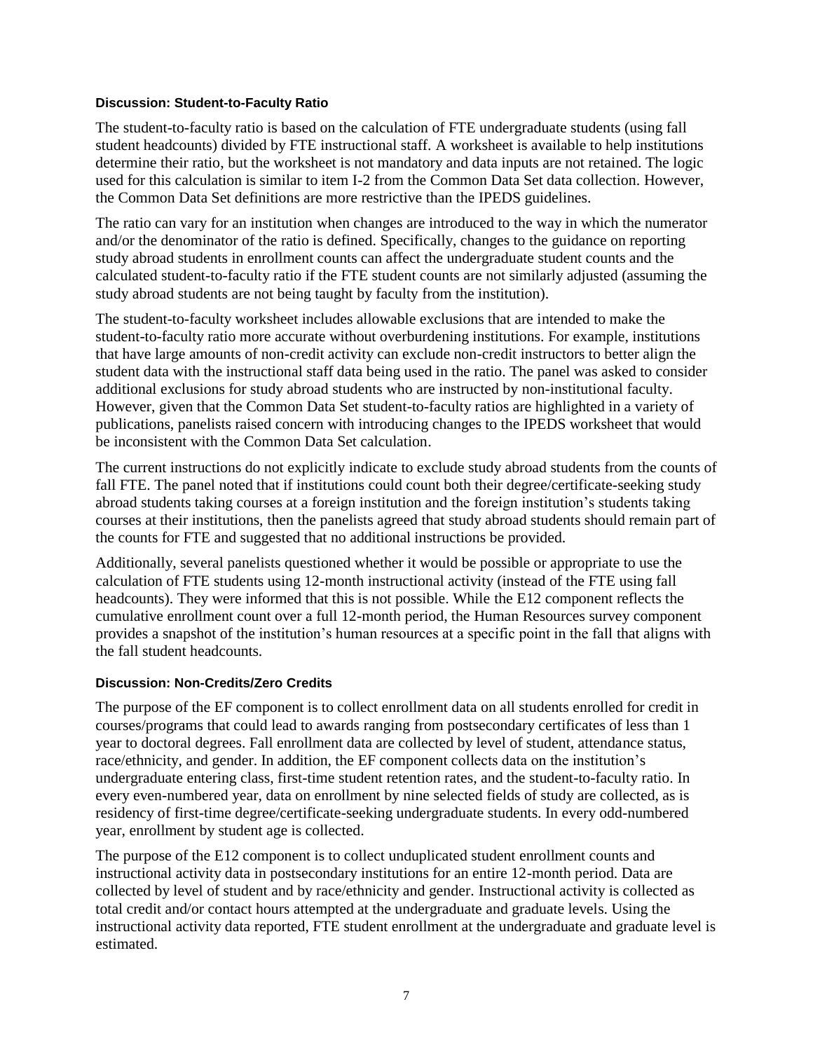#### Discussion: Student-to-Faculty Ratio

The student-to-faculty ratio is based on the calculation of FTE undergraduate students (using fall student headcounts) divided by FTE instructional staff. A worksheet is available to help institutions determine their ratio, but the worksheet is not mandatory and data inputs are not retained. The logic used for this calculation is similar to item I-2 from the Common Data Set data collection. However, the Common Data Set definitions are more restrictive than the IPEDS guidelines.

The ratio can vary for an institution when changes are introduced to the way in which the numerator and/or the denominator of the ratio is defined. Specifically, changes to the guidance on reporting study abroad students in enrollment counts can affect the undergraduate student counts and the calculated student-to-faculty ratio if the FTE student counts are not similarly adjusted (assuming the study abroad students are not being taught by faculty from the institution).

The student-to-faculty worksheet includes allowable exclusions that are intended to make the student-to-faculty ratio more accurate without overburdening institutions. For example, institutions that have large amounts of non-credit activity can exclude non-credit instructors to better align the student data with the instructional staff data being used in the ratio. The panel was asked to consider additional exclusions for study abroad students who are instructed by non-institutional faculty. However, given that the Common Data Set student-to-faculty ratios are highlighted in a variety of publications, panelists raised concern with introducing changes to the IPEDS worksheet that would be inconsistent with the Common Data Set calculation.

The current instructions do not explicitly indicate to exclude study abroad students from the counts of fall FTE. The panel noted that if institutions could count both their degree/certificate-seeking study abroad students taking courses at a foreign institution and the foreign institution's students taking courses at their institutions, then the panelists agreed that study abroad students should remain part of the counts for FTE and suggested that no additional instructions be provided.

Additionally, several panelists questioned whether it would be possible or appropriate to use the calculation of FTE students using 12-month instructional activity (instead of the FTE using fall headcounts). They were informed that this is not possible. While the E12 component reflects the cumulative enrollment count over a full 12-month period, the Human Resources survey component provides a snapshot of the institution's human resources at a specific point in the fall that aligns with the fall student headcounts.

#### Discussion: Non-Credits/Zero Credits

The purpose of the EF component is to collect enrollment data on all students enrolled for credit in courses/programs that could lead to awards ranging from postsecondary certificates of less than 1 year to doctoral degrees. Fall enrollment data are collected by level of student, attendance status, race/ethnicity, and gender. In addition, the EF component collects data on the institution's undergraduate entering class, first-time student retention rates, and the student-to-faculty ratio. In every even-numbered year, data on enrollment by nine selected fields of study are collected, as is residency of first-time degree/certificate-seeking undergraduate students. In every odd-numbered year, enrollment by student age is collected.

The purpose of the E12 component is to collect unduplicated student enrollment counts and instructional activity data in postsecondary institutions for an entire 12-month period. Data are collected by level of student and by race/ethnicity and gender. Instructional activity is collected as total credit and/or contact hours attempted at the undergraduate and graduate levels. Using the instructional activity data reported, FTE student enrollment at the undergraduate and graduate level is estimated.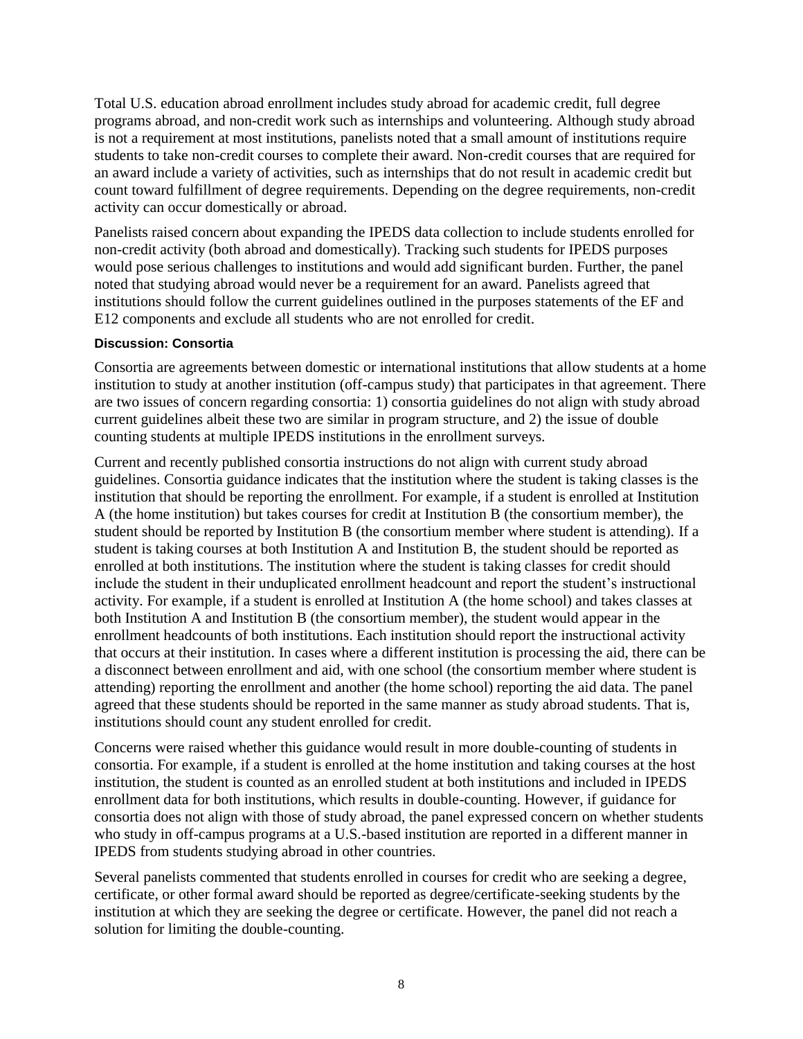Total U.S. education abroad enrollment includes study abroad for academic credit, full degree programs abroad, and non-credit work such as internships and volunteering. Although study abroad is not a requirement at most institutions, panelists noted that a small amount of institutions require students to take non-credit courses to complete their award. Non-credit courses that are required for an award include a variety of activities, such as internships that do not result in academic credit but count toward fulfillment of degree requirements. Depending on the degree requirements, non-credit activity can occur domestically or abroad.

Panelists raised concern about expanding the IPEDS data collection to include students enrolled for non-credit activity (both abroad and domestically). Tracking such students for IPEDS purposes would pose serious challenges to institutions and would add significant burden. Further, the panel noted that studying abroad would never be a requirement for an award. Panelists agreed that institutions should follow the current guidelines outlined in the purposes statements of the EF and E12 components and exclude all students who are not enrolled for credit.

#### Discussion: Consortia

Consortia are agreements between domestic or international institutions that allow students at a home institution to study at another institution (off-campus study) that participates in that agreement. There are two issues of concern regarding consortia: 1) consortia guidelines do not align with study abroad current guidelines albeit these two are similar in program structure, and 2) the issue of double counting students at multiple IPEDS institutions in the enrollment surveys.

Current and recently published consortia instructions do not align with current study abroad guidelines. Consortia guidance indicates that the institution where the student is taking classes is the institution that should be reporting the enrollment. For example, if a student is enrolled at Institution A (the home institution) but takes courses for credit at Institution B (the consortium member), the student should be reported by Institution B (the consortium member where student is attending). If a student is taking courses at both Institution A and Institution B, the student should be reported as enrolled at both institutions. The institution where the student is taking classes for credit should include the student in their unduplicated enrollment headcount and report the student's instructional activity. For example, if a student is enrolled at Institution A (the home school) and takes classes at both Institution A and Institution B (the consortium member), the student would appear in the enrollment headcounts of both institutions. Each institution should report the instructional activity that occurs at their institution. In cases where a different institution is processing the aid, there can be a disconnect between enrollment and aid, with one school (the consortium member where student is attending) reporting the enrollment and another (the home school) reporting the aid data. The panel agreed that these students should be reported in the same manner as study abroad students. That is, institutions should count any student enrolled for credit.

Concerns were raised whether this guidance would result in more double-counting of students in consortia. For example, if a student is enrolled at the home institution and taking courses at the host institution, the student is counted as an enrolled student at both institutions and included in IPEDS enrollment data for both institutions, which results in double-counting. However, if guidance for consortia does not align with those of study abroad, the panel expressed concern on whether students who study in off-campus programs at a U.S.-based institution are reported in a different manner in IPEDS from students studying abroad in other countries.

Several panelists commented that students enrolled in courses for credit who are seeking a degree, certificate, or other formal award should be reported as degree/certificate-seeking students by the institution at which they are seeking the degree or certificate. However, the panel did not reach a solution for limiting the double-counting.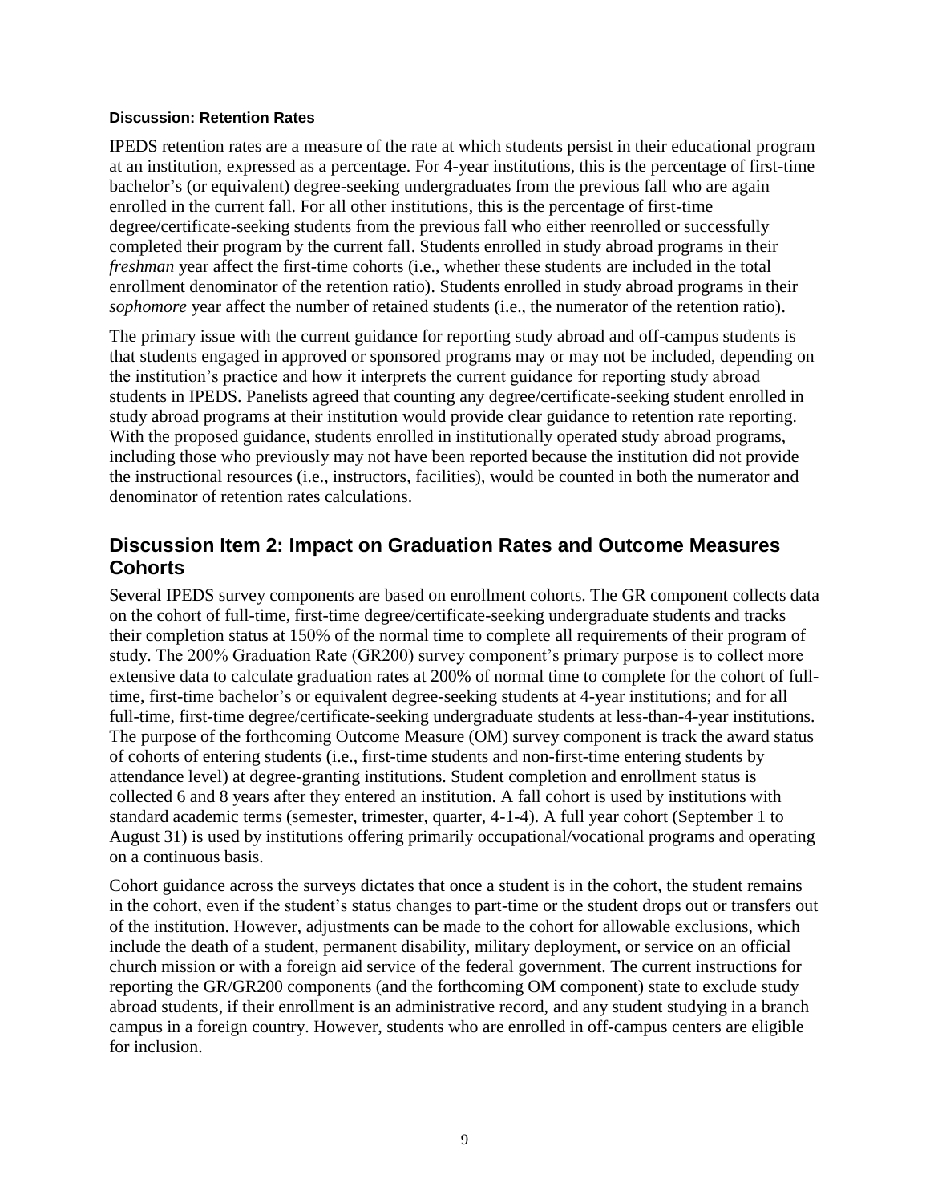**Discussion: Retention Rates**

IPEDS retention rates are a measure of the rate at which students persist in their educational program at an institution, expressed as a percentage. For 4-year institutions, this is the percentage of first-time bachelor's (or equivalent) degree-seeking undergraduates from the previous fall who are again enrolled in the current fall. For all other institutions, this is the percentage of first-time degree/certificate-seeking students from the previous fall who either reenrolled or successfully completed their program by the current fall. Students enrolled in study abroad programs in their *freshman* year affect the first-time cohorts (i.e., whether these students are included in the total enrollment denominator of the retention ratio). Students enrolled in study abroad programs in their *sophomore* year affect the number of retained students (i.e., the numerator of the retention ratio).

The primary issue with the current guidance for reporting study abroad and off-campus students is that students engaged in approved or sponsored programs may or may not be included, depending on the institution's practice and how it interprets the current guidance for reporting study abroad students in IPEDS. Panelists agreed that counting any degree/certificate-seeking student enrolled in study abroad programs at their institution would provide clear guidance to retention rate reporting. With the proposed guidance, students enrolled in institutionally operated study abroad programs, including those who previously may not have been reported because the institution did not provide the instructional resources (i.e., instructors, facilities), would be counted in both the numerator and denominator of retention rates calculations.

## Discussion Item 2: Impact on Graduation Rates and Outcome Measures Cohorts

Several IPEDS survey components are based on enrollment cohorts. The GR component collects data on the cohort of full-time, first-time degree/certificate-seeking undergraduate students and tracks their completion status at 150% of the normal time to complete all requirements of their program of study. The 200% Graduation Rate (GR200) survey component's primary purpose is to collect more extensive data to calculate graduation rates at 200% of normal time to complete for the cohort of full-time, first-time bachelor's or equivalent degree-seeking students at 4-year institutions; and for all full-time, first-time degree/certificate-seeking undergraduate students at less-than-4-year institutions. The purpose of the forthcoming Outcome Measure (OM) survey component is track the award status of cohorts of entering students (i.e., first-time students and non-first-time entering students by attendance level) at degree-granting institutions. Student completion and enrollment status is collected 6 and 8 years after they entered an institution. A fall cohort is used by institutions with standard academic terms (semester, trimester, quarter, 4-1-4). A full year cohort (September 1 to August 31) is used by institutions offering primarily occupational/vocational programs and operating on a continuous basis.

Cohort guidance across the surveys dictates that once a student is in the cohort, the student remains in the cohort, even if the student's status changes to part-time or the student drops out or transfers out of the institution. However, adjustments can be made to the cohort for allowable exclusions, which include the death of a student, permanent disability, military deployment, or service on an official church mission or with a foreign aid service of the federal government. The current instructions for reporting the GR/GR200 components (and the forthcoming OM component) state to exclude study abroad students, if their enrollment is an administrative record, and any student studying in a branch campus in a foreign country. However, students who are enrolled in off-campus centers are eligible for inclusion.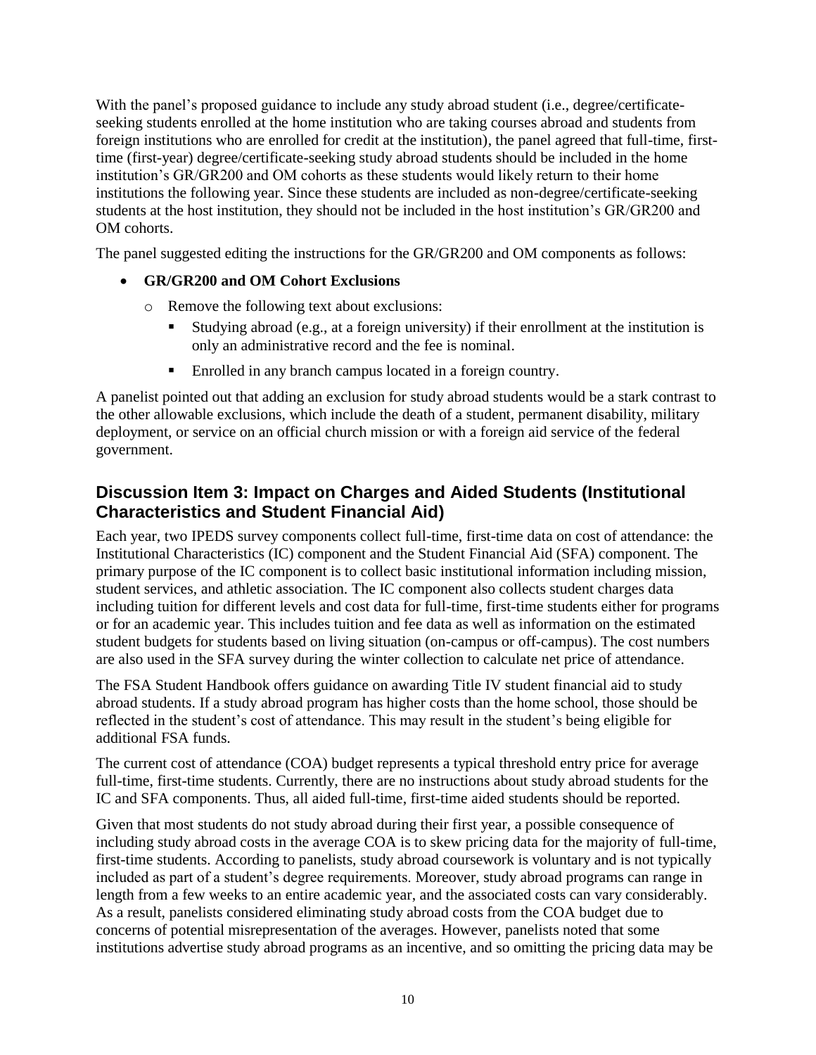With the panel's proposed guidance to include any study abroad student (i.e., degree/certificate-seeking students enrolled at the home institution who are taking courses abroad and students from foreign institutions who are enrolled for credit at the institution), the panel agreed that full-time, first-time (first-year) degree/certificate-seeking study abroad students should be included in the home institution's GR/GR200 and OM cohorts as these students would likely return to their home institutions the following year. Since these students are included as non-degree/certificate-seeking students at the host institution, they should not be included in the host institution's GR/GR200 and OM cohorts.

The panel suggested editing the instructions for the GR/GR200 and OM components as follows:

- **GR/GR200 and OM Cohort Exclusions**
    - Remove the following text about exclusions:
        - Studying abroad (e.g., at a foreign university) if their enrollment at the institution is only an administrative record and the fee is nominal.
        - Enrolled in any branch campus located in a foreign country.

A panelist pointed out that adding an exclusion for study abroad students would be a stark contrast to the other allowable exclusions, which include the death of a student, permanent disability, military deployment, or service on an official church mission or with a foreign aid service of the federal government.

## Discussion Item 3: Impact on Charges and Aided Students (Institutional Characteristics and Student Financial Aid)

Each year, two IPEDS survey components collect full-time, first-time data on cost of attendance: the Institutional Characteristics (IC) component and the Student Financial Aid (SFA) component. The primary purpose of the IC component is to collect basic institutional information including mission, student services, and athletic association. The IC component also collects student charges data including tuition for different levels and cost data for full-time, first-time students either for programs or for an academic year. This includes tuition and fee data as well as information on the estimated student budgets for students based on living situation (on-campus or off-campus). The cost numbers are also used in the SFA survey during the winter collection to calculate net price of attendance.

The FSA Student Handbook offers guidance on awarding Title IV student financial aid to study abroad students. If a study abroad program has higher costs than the home school, those should be reflected in the student's cost of attendance. This may result in the student's being eligible for additional FSA funds.

The current cost of attendance (COA) budget represents a typical threshold entry price for average full-time, first-time students. Currently, there are no instructions about study abroad students for the IC and SFA components. Thus, all aided full-time, first-time aided students should be reported.

Given that most students do not study abroad during their first year, a possible consequence of including study abroad costs in the average COA is to skew pricing data for the majority of full-time, first-time students. According to panelists, study abroad coursework is voluntary and is not typically included as part of a student's degree requirements. Moreover, study abroad programs can range in length from a few weeks to an entire academic year, and the associated costs can vary considerably. As a result, panelists considered eliminating study abroad costs from the COA budget due to concerns of potential misrepresentation of the averages. However, panelists noted that some institutions advertise study abroad programs as an incentive, and so omitting the pricing data may be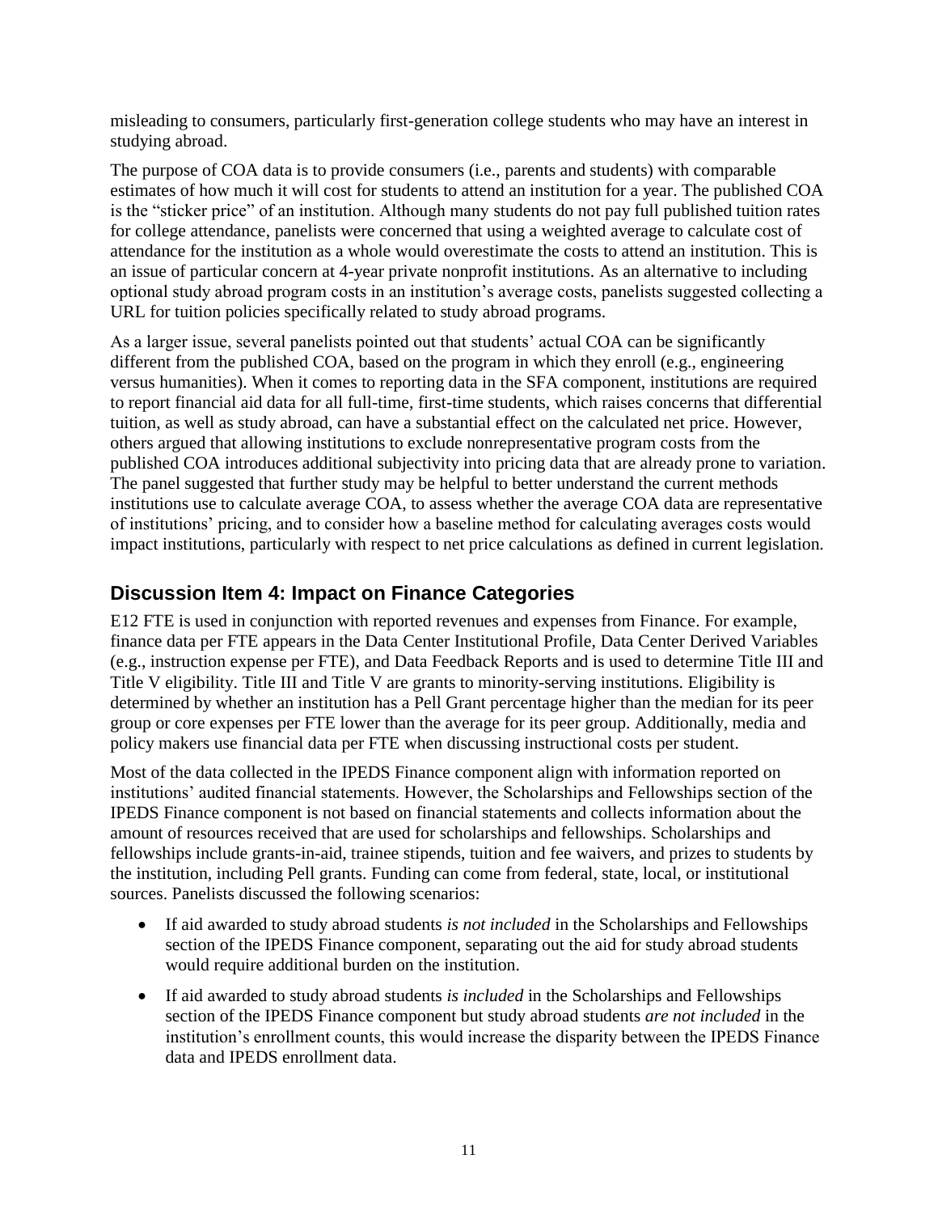misleading to consumers, particularly first-generation college students who may have an interest in studying abroad.

The purpose of COA data is to provide consumers (i.e., parents and students) with comparable estimates of how much it will cost for students to attend an institution for a year. The published COA is the "sticker price" of an institution. Although many students do not pay full published tuition rates for college attendance, panelists were concerned that using a weighted average to calculate cost of attendance for the institution as a whole would overestimate the costs to attend an institution. This is an issue of particular concern at 4-year private nonprofit institutions. As an alternative to including optional study abroad program costs in an institution's average costs, panelists suggested collecting a URL for tuition policies specifically related to study abroad programs.

As a larger issue, several panelists pointed out that students' actual COA can be significantly different from the published COA, based on the program in which they enroll (e.g., engineering versus humanities). When it comes to reporting data in the SFA component, institutions are required to report financial aid data for all full-time, first-time students, which raises concerns that differential tuition, as well as study abroad, can have a substantial effect on the calculated net price. However, others argued that allowing institutions to exclude nonrepresentative program costs from the published COA introduces additional subjectivity into pricing data that are already prone to variation. The panel suggested that further study may be helpful to better understand the current methods institutions use to calculate average COA, to assess whether the average COA data are representative of institutions' pricing, and to consider how a baseline method for calculating averages costs would impact institutions, particularly with respect to net price calculations as defined in current legislation.

## Discussion Item 4: Impact on Finance Categories

E12 FTE is used in conjunction with reported revenues and expenses from Finance. For example, finance data per FTE appears in the Data Center Institutional Profile, Data Center Derived Variables (e.g., instruction expense per FTE), and Data Feedback Reports and is used to determine Title III and Title V eligibility. Title III and Title V are grants to minority-serving institutions. Eligibility is determined by whether an institution has a Pell Grant percentage higher than the median for its peer group or core expenses per FTE lower than the average for its peer group. Additionally, media and policy makers use financial data per FTE when discussing instructional costs per student.

Most of the data collected in the IPEDS Finance component align with information reported on institutions' audited financial statements. However, the Scholarships and Fellowships section of the IPEDS Finance component is not based on financial statements and collects information about the amount of resources received that are used for scholarships and fellowships. Scholarships and fellowships include grants-in-aid, trainee stipends, tuition and fee waivers, and prizes to students by the institution, including Pell grants. Funding can come from federal, state, local, or institutional sources. Panelists discussed the following scenarios:

- If aid awarded to study abroad students *is not included* in the Scholarships and Fellowships section of the IPEDS Finance component, separating out the aid for study abroad students would require additional burden on the institution.
- If aid awarded to study abroad students *is included* in the Scholarships and Fellowships section of the IPEDS Finance component but study abroad students *are not included* in the institution's enrollment counts, this would increase the disparity between the IPEDS Finance data and IPEDS enrollment data.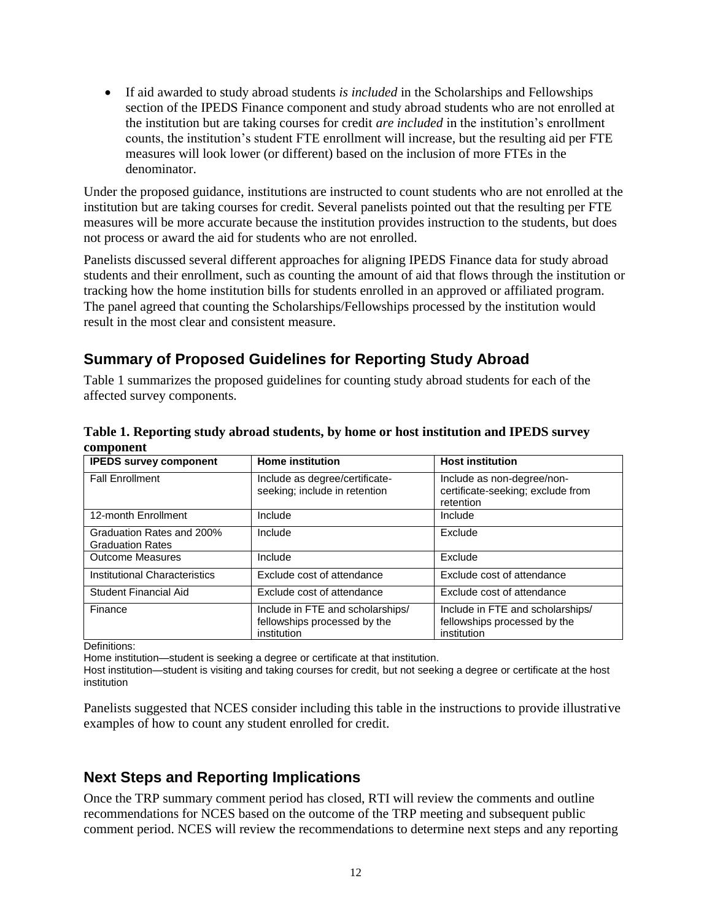- If aid awarded to study abroad students *is included* in the Scholarships and Fellowships section of the IPEDS Finance component and study abroad students who are not enrolled at the institution but are taking courses for credit *are included* in the institution's enrollment counts, the institution's student FTE enrollment will increase, but the resulting aid per FTE measures will look lower (or different) based on the inclusion of more FTEs in the denominator.

Under the proposed guidance, institutions are instructed to count students who are not enrolled at the institution but are taking courses for credit. Several panelists pointed out that the resulting per FTE measures will be more accurate because the institution provides instruction to the students, but does not process or award the aid for students who are not enrolled.

Panelists discussed several different approaches for aligning IPEDS Finance data for study abroad students and their enrollment, such as counting the amount of aid that flows through the institution or tracking how the home institution bills for students enrolled in an approved or affiliated program. The panel agreed that counting the Scholarships/Fellowships processed by the institution would result in the most clear and consistent measure.

## Summary of Proposed Guidelines for Reporting Study Abroad

Table 1 summarizes the proposed guidelines for counting study abroad students for each of the affected survey components.

**Table 1. Reporting study abroad students, by home or host institution and IPEDS survey component**

| IPEDS survey component | Home institution | Host institution |
|---|---|---|
| Fall Enrollment | Include as degree/certificate-seeking; include in retention | Include as non-degree/non-certificate-seeking; exclude from retention |
| 12-month Enrollment | Include | Include |
| Graduation Rates and 200% Graduation Rates | Include | Exclude |
| Outcome Measures | Include | Exclude |
| Institutional Characteristics | Exclude cost of attendance | Exclude cost of attendance |
| Student Financial Aid | Exclude cost of attendance | Exclude cost of attendance |
| Finance | Include in FTE and scholarships/ fellowships processed by the institution | Include in FTE and scholarships/ fellowships processed by the institution |

Definitions:
Home institution—student is seeking a degree or certificate at that institution.
Host institution—student is visiting and taking courses for credit, but not seeking a degree or certificate at the host institution

Panelists suggested that NCES consider including this table in the instructions to provide illustrative examples of how to count any student enrolled for credit.

## Next Steps and Reporting Implications

Once the TRP summary comment period has closed, RTI will review the comments and outline recommendations for NCES based on the outcome of the TRP meeting and subsequent public comment period. NCES will review the recommendations to determine next steps and any reporting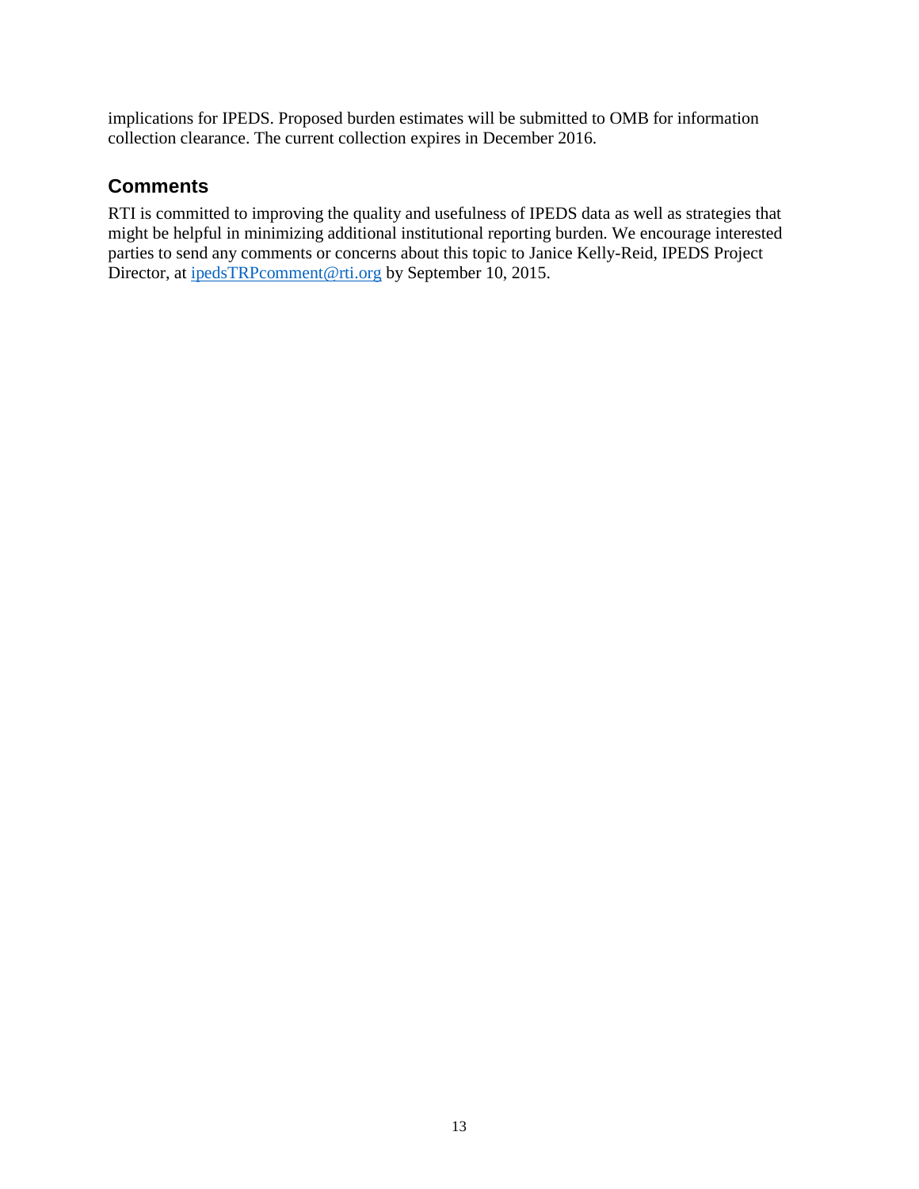implications for IPEDS. Proposed burden estimates will be submitted to OMB for information collection clearance. The current collection expires in December 2016.

## Comments

RTI is committed to improving the quality and usefulness of IPEDS data as well as strategies that might be helpful in minimizing additional institutional reporting burden. We encourage interested parties to send any comments or concerns about this topic to Janice Kelly-Reid, IPEDS Project Director, at ipedsTRPcomment@rti.org by September 10, 2015.